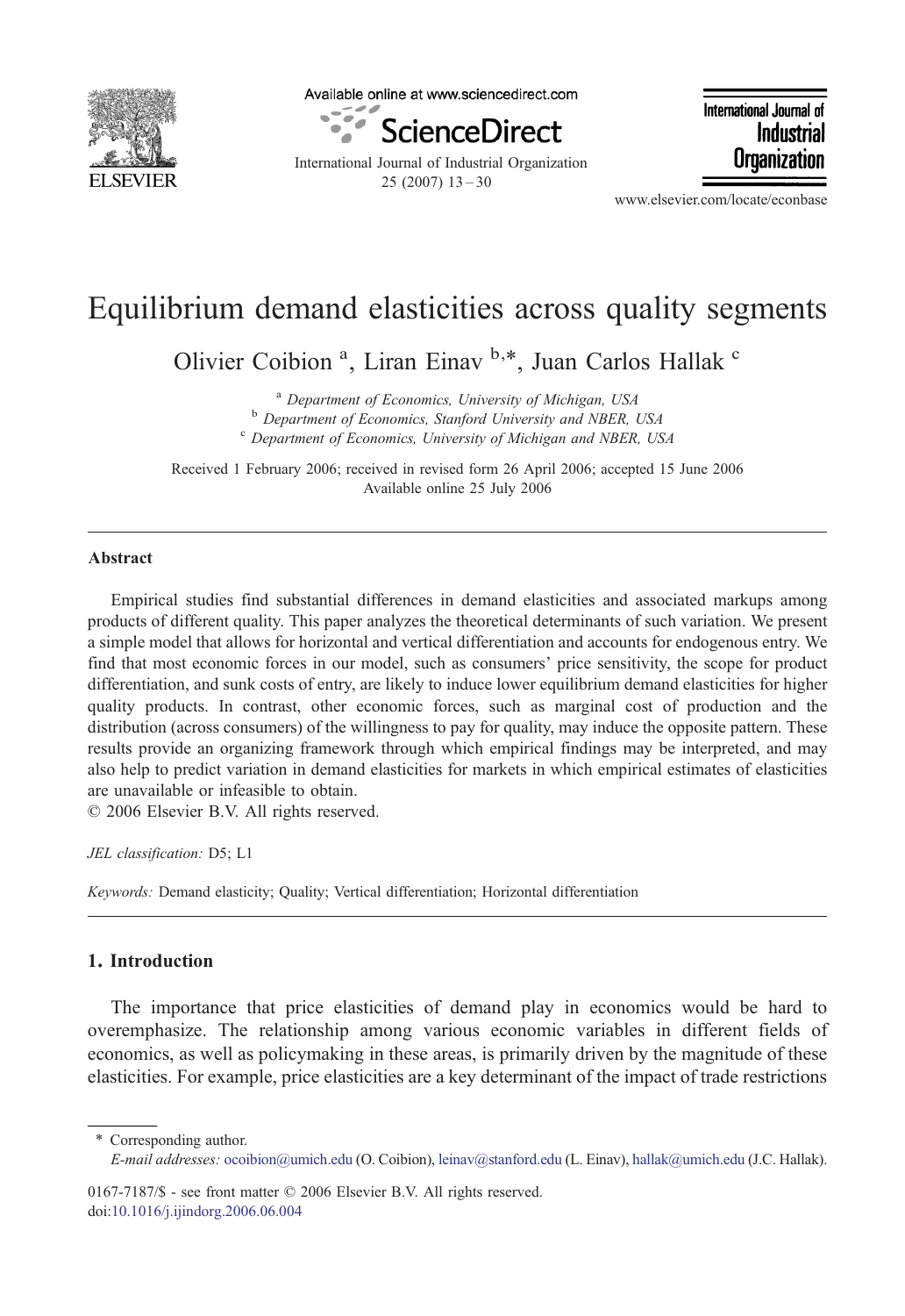# Equilibrium demand elasticities across quality segments

Olivier Coibion [a], Liran Einav [b,*], Juan Carlos Hallak [c]

[a] Department of Economics, University of Michigan, USA
[b] Department of Economics, Stanford University and NBER, USA
[c] Department of Economics, University of Michigan and NBER, USA

Received 1 February 2006; received in revised form 26 April 2006; accepted 15 June 2006
Available online 25 July 2006

## Abstract

Empirical studies find substantial differences in demand elasticities and associated markups among products of different quality. This paper analyzes the theoretical determinants of such variation. We present a simple model that allows for horizontal and vertical differentiation and accounts for endogenous entry. We find that most economic forces in our model, such as consumers' price sensitivity, the scope for product differentiation, and sunk costs of entry, are likely to induce lower equilibrium demand elasticities for higher quality products. In contrast, other economic forces, such as marginal cost of production and the distribution (across consumers) of the willingness to pay for quality, may induce the opposite pattern. These results provide an organizing framework through which empirical findings may be interpreted, and may also help to predict variation in demand elasticities for markets in which empirical estimates of elasticities are unavailable or infeasible to obtain.
© 2006 Elsevier B.V. All rights reserved.

*JEL classification:* D5; L1

*Keywords:* Demand elasticity; Quality; Vertical differentiation; Horizontal differentiation

## 1. Introduction

The importance that price elasticities of demand play in economics would be hard to overemphasize. The relationship among various economic variables in different fields of economics, as well as policymaking in these areas, is primarily driven by the magnitude of these elasticities. For example, price elasticities are a key determinant of the impact of trade restrictions

---

* Corresponding author.
*E-mail addresses:* ocoibion@umich.edu (O. Coibion), leinav@stanford.edu (L. Einav), hallak@umich.edu (J.C. Hallak).

0167-7187/$ - see front matter © 2006 Elsevier B.V. All rights reserved.
doi:10.1016/j.ijindorg.2006.06.004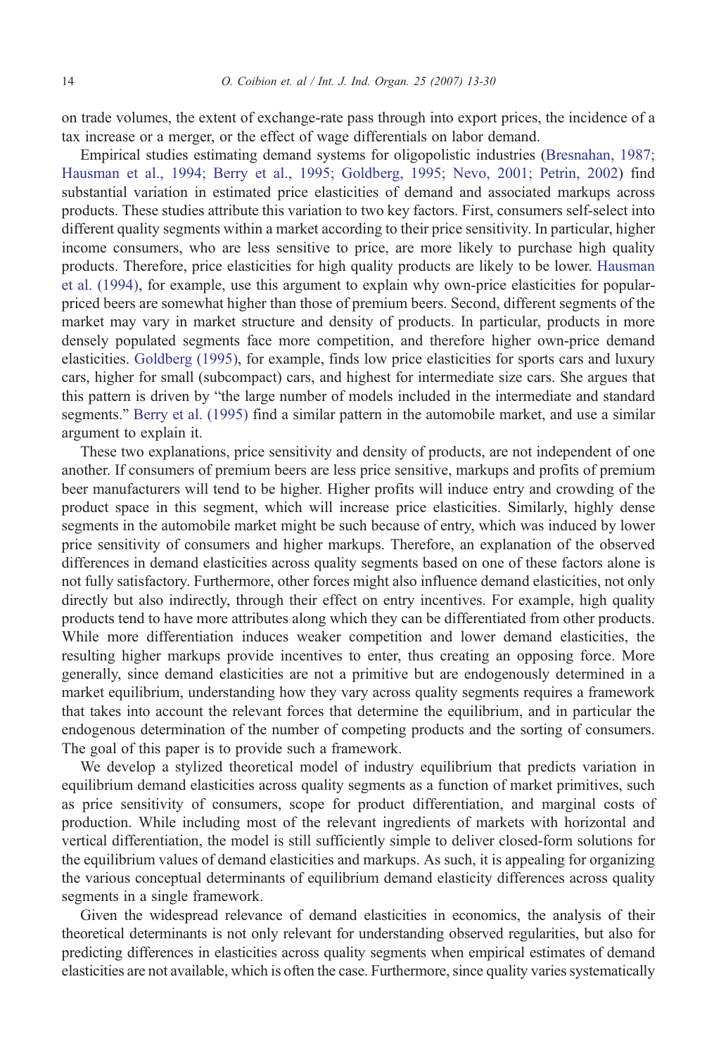on trade volumes, the extent of exchange-rate pass through into export prices, the incidence of a tax increase or a merger, or the effect of wage differentials on labor demand.

Empirical studies estimating demand systems for oligopolistic industries (Bresnahan, 1987; Hausman et al., 1994; Berry et al., 1995; Goldberg, 1995; Nevo, 2001; Petrin, 2002) find substantial variation in estimated price elasticities of demand and associated markups across products. These studies attribute this variation to two key factors. First, consumers self-select into different quality segments within a market according to their price sensitivity. In particular, higher income consumers, who are less sensitive to price, are more likely to purchase high quality products. Therefore, price elasticities for high quality products are likely to be lower. Hausman et al. (1994), for example, use this argument to explain why own-price elasticities for popular-priced beers are somewhat higher than those of premium beers. Second, different segments of the market may vary in market structure and density of products. In particular, products in more densely populated segments face more competition, and therefore higher own-price demand elasticities. Goldberg (1995), for example, finds low price elasticities for sports cars and luxury cars, higher for small (subcompact) cars, and highest for intermediate size cars. She argues that this pattern is driven by "the large number of models included in the intermediate and standard segments." Berry et al. (1995) find a similar pattern in the automobile market, and use a similar argument to explain it.

These two explanations, price sensitivity and density of products, are not independent of one another. If consumers of premium beers are less price sensitive, markups and profits of premium beer manufacturers will tend to be higher. Higher profits will induce entry and crowding of the product space in this segment, which will increase price elasticities. Similarly, highly dense segments in the automobile market might be such because of entry, which was induced by lower price sensitivity of consumers and higher markups. Therefore, an explanation of the observed differences in demand elasticities across quality segments based on one of these factors alone is not fully satisfactory. Furthermore, other forces might also influence demand elasticities, not only directly but also indirectly, through their effect on entry incentives. For example, high quality products tend to have more attributes along which they can be differentiated from other products. While more differentiation induces weaker competition and lower demand elasticities, the resulting higher markups provide incentives to enter, thus creating an opposing force. More generally, since demand elasticities are not a primitive but are endogenously determined in a market equilibrium, understanding how they vary across quality segments requires a framework that takes into account the relevant forces that determine the equilibrium, and in particular the endogenous determination of the number of competing products and the sorting of consumers. The goal of this paper is to provide such a framework.

We develop a stylized theoretical model of industry equilibrium that predicts variation in equilibrium demand elasticities across quality segments as a function of market primitives, such as price sensitivity of consumers, scope for product differentiation, and marginal costs of production. While including most of the relevant ingredients of markets with horizontal and vertical differentiation, the model is still sufficiently simple to deliver closed-form solutions for the equilibrium values of demand elasticities and markups. As such, it is appealing for organizing the various conceptual determinants of equilibrium demand elasticity differences across quality segments in a single framework.

Given the widespread relevance of demand elasticities in economics, the analysis of their theoretical determinants is not only relevant for understanding observed regularities, but also for predicting differences in elasticities across quality segments when empirical estimates of demand elasticities are not available, which is often the case. Furthermore, since quality varies systematically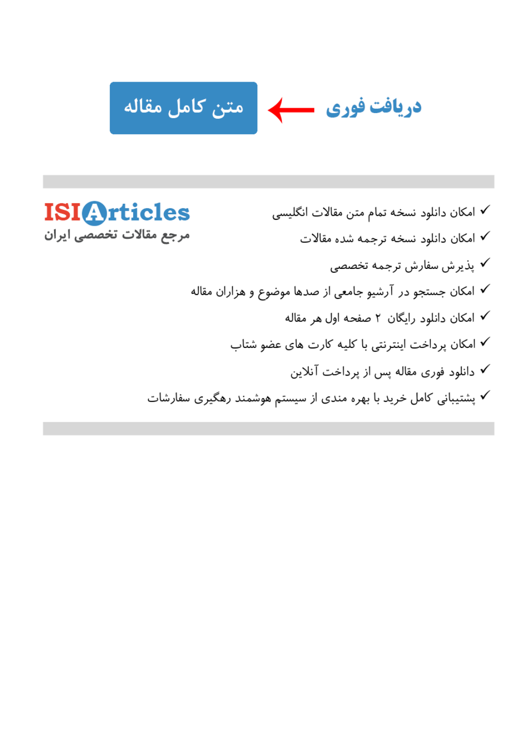دریافت فوری ← متن کامل مقاله

ISIArticles
مرجع مقالات تخصصی ایران

- ✓ امکان دانلود نسخه تمام متن مقالات انگلیسی
- ✓ امکان دانلود نسخه ترجمه شده مقالات
- ✓ پذیرش سفارش ترجمه تخصصی
- ✓ امکان جستجو در آرشیو جامعی از صدها موضوع و هزاران مقاله
- ✓ امکان دانلود رایگان ۲ صفحه اول هر مقاله
- ✓ امکان پرداخت اینترنتی با کلیه کارت های عضو شتاب
- ✓ دانلود فوری مقاله پس از پرداخت آنلاین
- ✓ پشتیبانی کامل خرید با بهره مندی از سیستم هوشمند رهگیری سفارشات